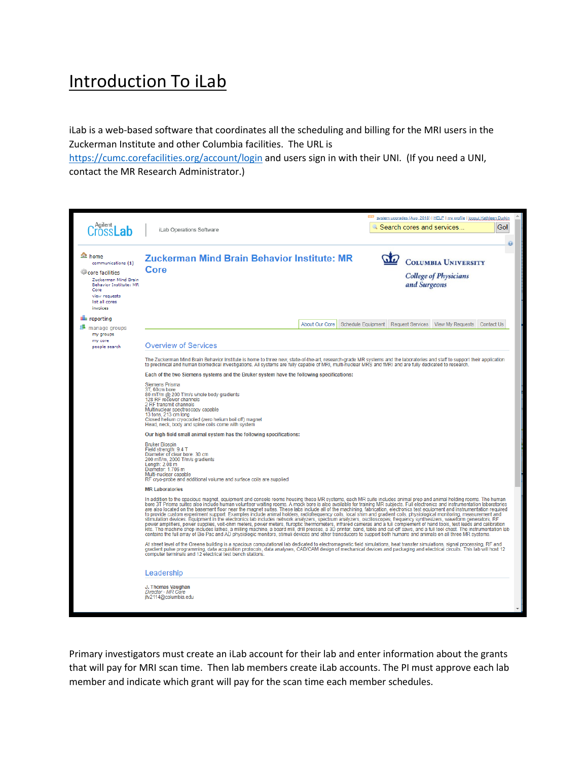# Introduction To iLab

iLab is a web-based software that coordinates all the scheduling and billing for the MRI users in the Zuckerman Institute and other Columbia facilities. The URL is https://cumc.corefacilities.org/account/login and users sign in with their UNI. (If you need a UNI, contact the MR Research Administrator.)

Agilent CrossLab | iLab Operations Software

system upgrades (Aug. 2018) | HELP | my profile | logout Kathleen Durkin

Search cores and services... Go!

- home
  - communications (1)
- core facilities
  - Zuckerman Mind Brain Behavior Institute: MR Core
  - view requests
  - list all cores
  - invoices
- reporting
- manage groups
  - my groups
  - my core
  - people search

## Zuckerman Mind Brain Behavior Institute: MR Core

Columbia University College of Physicians and Surgeons

About Our Core | Schedule Equipment | Request Services | View My Requests | Contact Us

### Overview of Services

The Zuckerman Mind Brain Behavior Institute is home to three new, state-of-the-art, research-grade MR systems and the laboratories and staff to support their application to preclinical and human biomedical investigations. All systems are fully capable of MRI, multi-nuclear MRS and fMRI and are fully dedicated to research.

**Each of the two Siemens systems and the Bruker system have the following specifications:**

Siemens Prisma
3T, 60cm bore
80 mT/m @ 200 T/m/s whole body gradients
128 RF receiver channels
2 RF transmit channels
Multinuclear spectroscopy capable
13 tons, 213 cm long
Closed helium cryocooled (zero helium boil off) magnet
Head, neck, body and spine coils come with system

**Our high-field small animal system has the following specifications:**

Bruker Biospin
Field strength: 9.4 T
Diameter of clear bore: 30 cm
200 mT/m, 2000 T/m/s gradients
Length: 2.08 m
Diameter: 1.706 m
Multi-nuclear capable
RF cryo-probe and additional volume and surface coils are supplied

**MR Laboratories**

In addition to the spacious magnet, equipment and console rooms housing these MR systems, each MR suite includes animal prep and animal holding rooms. The human bore 3T Prisma suites also include human volunteer waiting rooms. A mock bore is also available for training MR subjects. Full electronics and instrumentation laboratories are also located on the basement floor near the magnet suites. These labs include all of the machining, fabrication, electronics test equipment and instrumentation required to provide custom experiment support. Examples include animal holders, radiofrequency coils, local shim and gradient coils, physiological monitoring, measurement and stimulation devices. Equipment in the electronics lab includes network analyzers, spectrum analyzers, oscilloscopes, frequency synthesizers, waveform generators, RF power amplifiers, power supplies, volt-ohm meters, power meters, fluroptic thermometers, infrared cameras and a full complement of hand tools, test leads and calibration kits. The machine shop includes lathes, a milling machine, a board mill, drill presses, a 3D printer, band, table and cut-off saws, and a full tool chest. The instrumentation lab contains the full array of Bio Pac and AD physiologic monitors, stimuli devices and other transducers to support both humans and animals on all three MR systems.

At street level of the Greene building is a spacious computational lab dedicated to electromagnetic field simulations, heat transfer simulations, signal processing, RF and gradient pulse programming, data acquisition protocols, data analyses, CAD/CAM design of mechanical devices and packaging and electrical circuits. This lab will host 12 computer terminals and 12 electrical test bench stations.

### Leadership

J. Thomas Vaughan
*Director - MR Core*
jtv2114@columbia.edu

Primary investigators must create an iLab account for their lab and enter information about the grants that will pay for MRI scan time. Then lab members create iLab accounts. The PI must approve each lab member and indicate which grant will pay for the scan time each member schedules.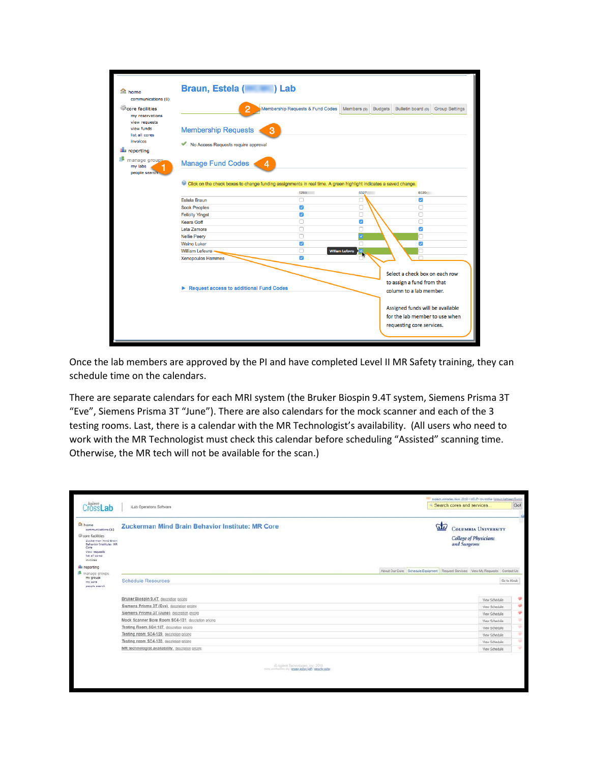Once the lab members are approved by the PI and have completed Level II MR Safety training, they can schedule time on the calendars.

There are separate calendars for each MRI system (the Bruker Biospin 9.4T system, Siemens Prisma 3T “Eve”, Siemens Prisma 3T “June”). There are also calendars for the mock scanner and each of the 3 testing rooms. Last, there is a calendar with the MR Technologist’s availability. (All users who need to work with the MR Technologist must check this calendar before scheduling “Assisted” scanning time. Otherwise, the MR tech will not be available for the scan.)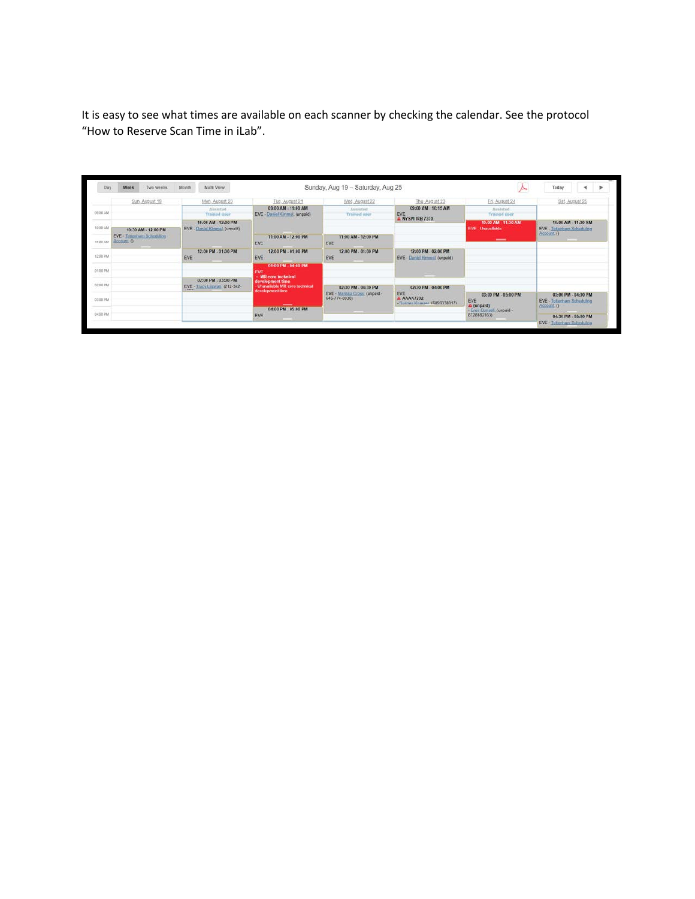It is easy to see what times are available on each scanner by checking the calendar. See the protocol "How to Reserve Scan Time in iLab".